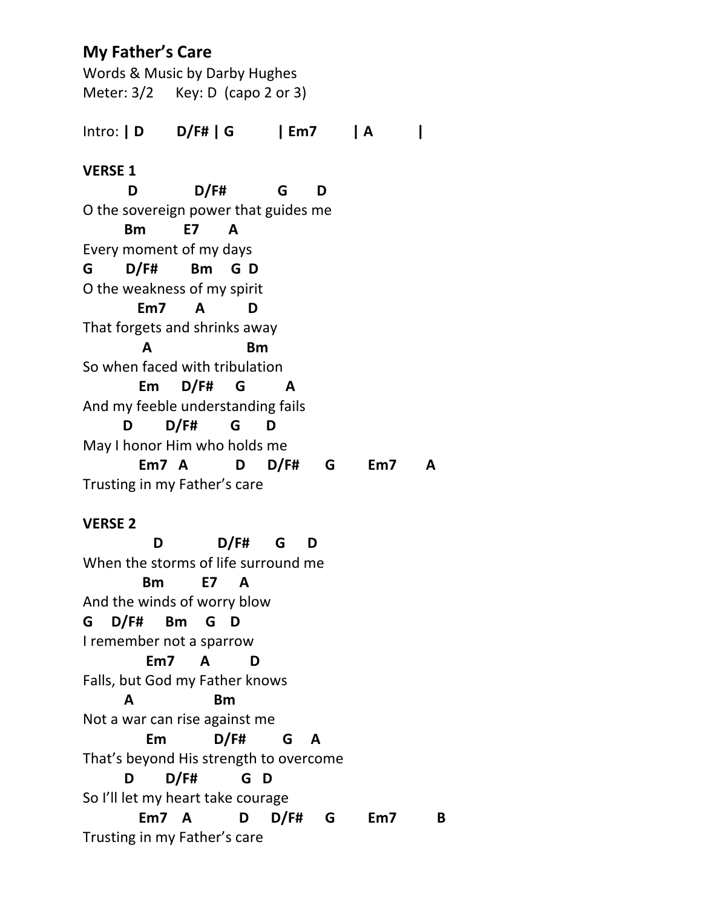## My Father's Care

Words & Music by Darby Hughes
Meter: 3/2 Key: D (capo 2 or 3)

Intro: **| D D/F# | G | Em7 | A |**

**VERSE 1**

```
      D        D/F#       G    D
O the sovereign power that guides me
      Bm      E7    A
Every moment of my days
G     D/F#     Bm   G D
O the weakness of my spirit
        Em7    A      D
That forgets and shrinks away
         A             Bm
So when faced with tribulation
        Em   D/F#   G      A
And my feeble understanding fails
     D     D/F#     G    D
May I honor Him who holds me
        Em7  A     D   D/F#   G     Em7    A
Trusting in my Father's care
```

**VERSE 2**

```
           D        D/F#    G    D
When the storms of life surround me
         Bm      E7    A
And the winds of worry blow
G   D/F#   Bm   G   D
I remember not a sparrow
         Em7    A      D
Falls, but God my Father knows
     A           Bm
Not a war can rise against me
         Em       D/F#     G   A
That's beyond His strength to overcome
     D     D/F#      G  D
So I'll let my heart take courage
        Em7  A      D   D/F#   G     Em7     B
Trusting in my Father's care
```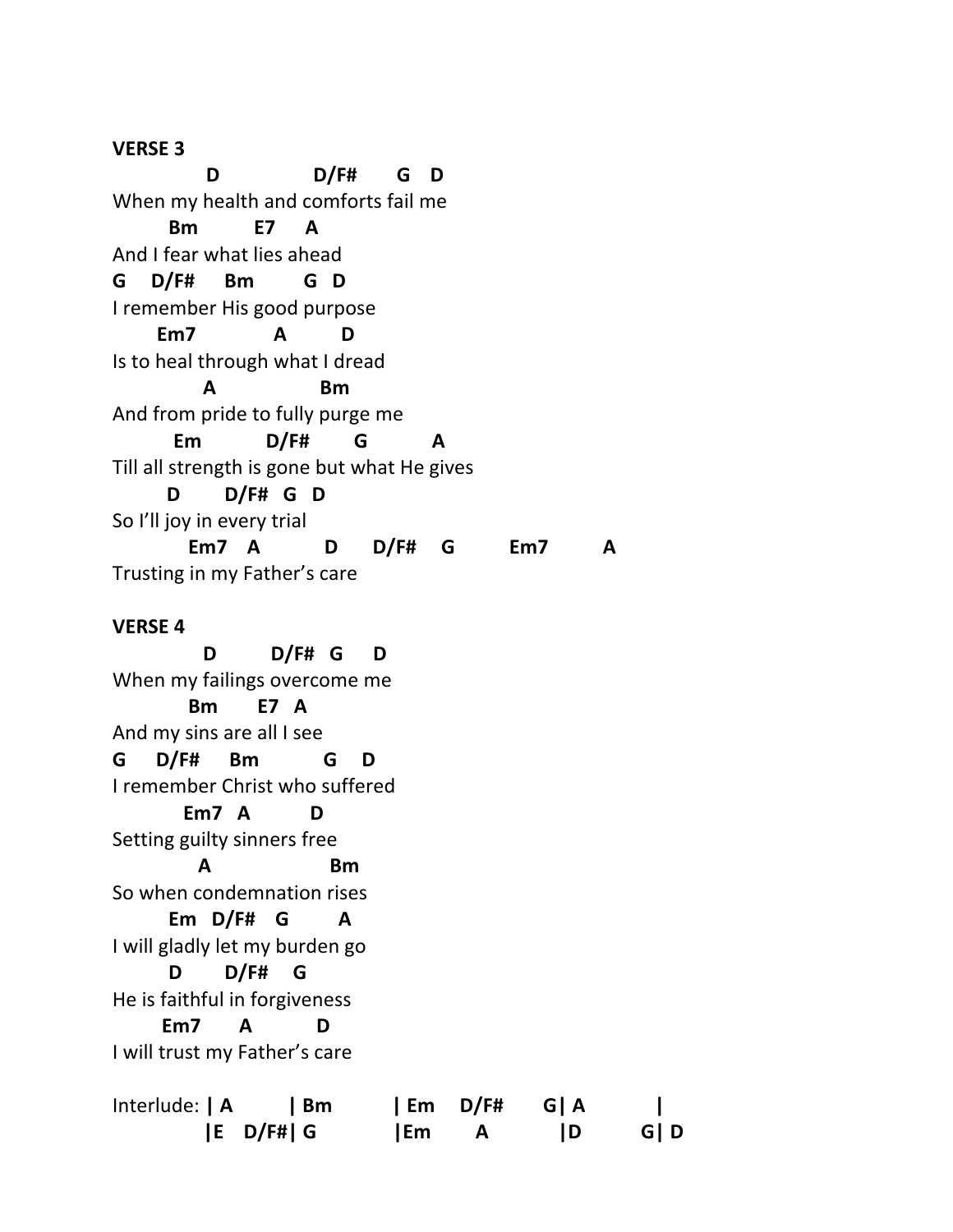**VERSE 3**

```
           D            D/F#     G   D
When my health and comforts fail me
       Bm        E7    A
And I fear what lies ahead
G    D/F#    Bm       G  D
I remember His good purpose
      Em7           A       D
Is to heal through what I dread
            A               Bm
And from pride to fully purge me
        Em         D/F#      G         A
Till all strength is gone but what He gives
      D      D/F#  G  D
So I'll joy in every trial
         Em7   A        D     D/F#    G       Em7       A
Trusting in my Father's care
```

**VERSE 4**

```
           D       D/F#  G    D
When my failings overcome me
          Bm      E7  A
And my sins are all I see
G     D/F#    Bm        G   D
I remember Christ who suffered
         Em7  A        D
Setting guilty sinners free
           A                Bm
So when condemnation rises
       Em  D/F#   G       A
I will gladly let my burden go
       D      D/F#    G
He is faithful in forgiveness
       Em7      A        D
I will trust my Father's care
```

Interlude: **| A | Bm | Em D/F# G| A |**
**|E D/F#| G |Em A |D G| D**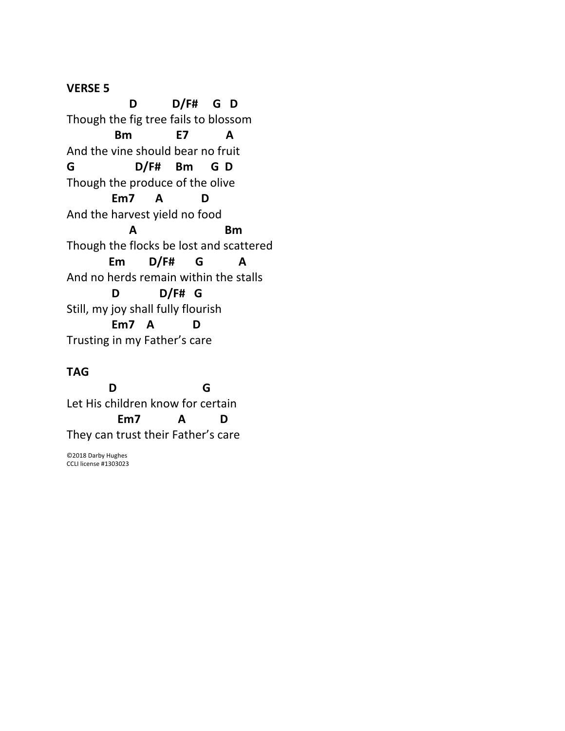**VERSE 5**

```
               D          D/F#    G  D
Though the fig tree fails to blossom
           Bm            E7         A
And the vine should bear no fruit
G                D/F#    Bm     G  D
Though the produce of the olive
          Em7      A          D
And the harvest yield no food
               A                      Bm
Though the flocks be lost and scattered
         Em      D/F#      G         A
And no herds remain within the stalls
          D           D/F#   G
Still, my joy shall fully flourish
          Em7    A          D
Trusting in my Father's care
```

**TAG**

```
         D                      G
Let His children know for certain
            Em7          A         D
They can trust their Father's care
```

©2018 Darby Hughes
CCLI license #1303023